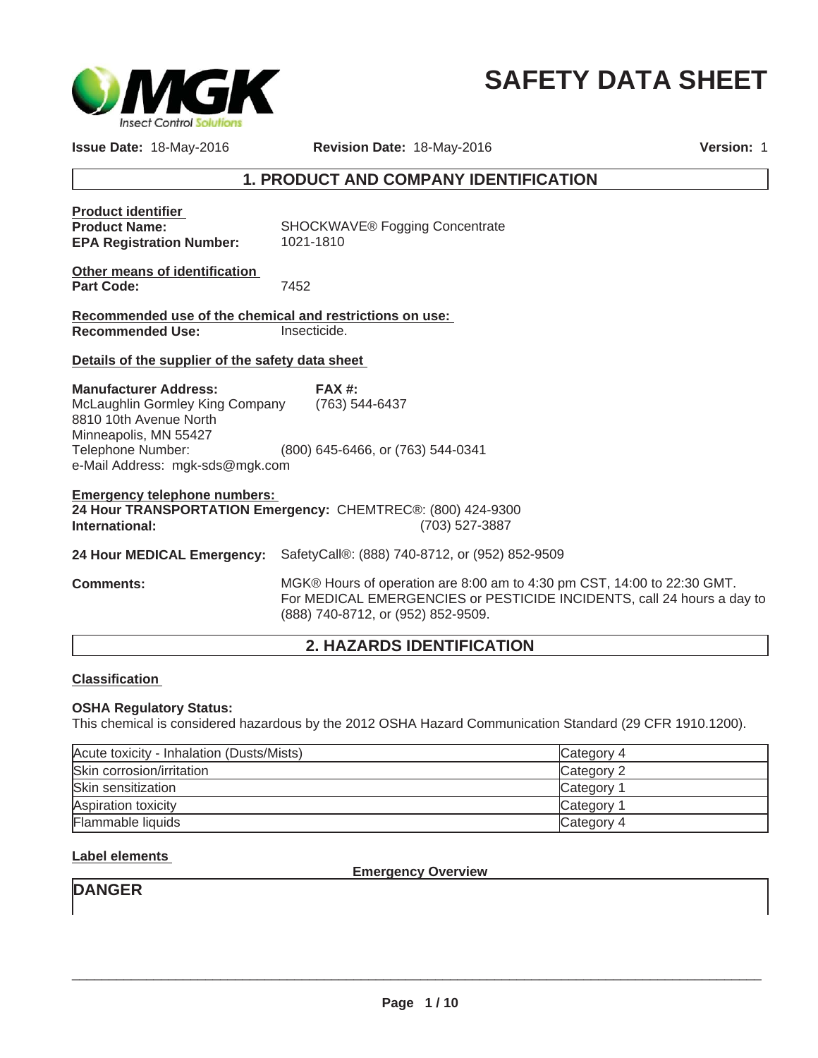# SAFETY DATA SHEET

**Issue Date:** 18-May-2016 **Revision Date:** 18-May-2016 **Version:** 1

## 1. PRODUCT AND COMPANY IDENTIFICATION

**Product identifier**

**Product Name:** SHOCKWAVE® Fogging Concentrate

**EPA Registration Number:** 1021-1810

**Other means of identification**

**Part Code:** 7452

**Recommended use of the chemical and restrictions on use:**

**Recommended Use:** Insecticide.

**Details of the supplier of the safety data sheet**

**Manufacturer Address:**
McLaughlin Gormley King Company
8810 10th Avenue North
Minneapolis, MN 55427
Telephone Number: (800) 645-6466, or (763) 544-0341
e-Mail Address: mgk-sds@mgk.com

**FAX #:** (763) 544-6437

**Emergency telephone numbers:**

**24 Hour TRANSPORTATION Emergency:** CHEMTREC®: (800) 424-9300

**International:** (703) 527-3887

**24 Hour MEDICAL Emergency:** SafetyCall®: (888) 740-8712, or (952) 852-9509

**Comments:** MGK® Hours of operation are 8:00 am to 4:30 pm CST, 14:00 to 22:30 GMT. For MEDICAL EMERGENCIES or PESTICIDE INCIDENTS, call 24 hours a day to (888) 740-8712, or (952) 852-9509.

## 2. HAZARDS IDENTIFICATION

**Classification**

**OSHA Regulatory Status:**
This chemical is considered hazardous by the 2012 OSHA Hazard Communication Standard (29 CFR 1910.1200).

| | |
|---|---|
| Acute toxicity - Inhalation (Dusts/Mists) | Category 4 |
| Skin corrosion/irritation | Category 2 |
| Skin sensitization | Category 1 |
| Aspiration toxicity | Category 1 |
| Flammable liquids | Category 4 |

**Label elements**

**Emergency Overview**

**DANGER**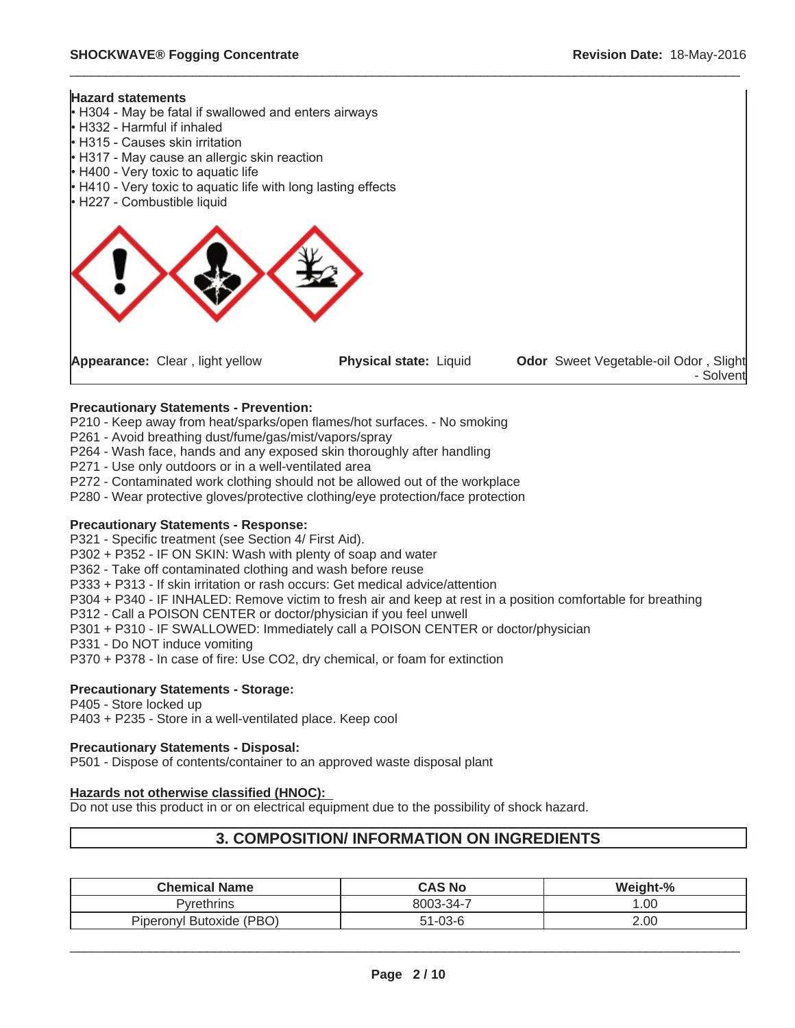**Hazard statements**

- H304 - May be fatal if swallowed and enters airways
- H332 - Harmful if inhaled
- H315 - Causes skin irritation
- H317 - May cause an allergic skin reaction
- H400 - Very toxic to aquatic life
- H410 - Very toxic to aquatic life with long lasting effects
- H227 - Combustible liquid

**Appearance:** Clear , light yellow **Physical state:** Liquid **Odor** Sweet Vegetable-oil Odor , Slight - Solvent

**Precautionary Statements - Prevention:**

P210 - Keep away from heat/sparks/open flames/hot surfaces. - No smoking
P261 - Avoid breathing dust/fume/gas/mist/vapors/spray
P264 - Wash face, hands and any exposed skin thoroughly after handling
P271 - Use only outdoors or in a well-ventilated area
P272 - Contaminated work clothing should not be allowed out of the workplace
P280 - Wear protective gloves/protective clothing/eye protection/face protection

**Precautionary Statements - Response:**

P321 - Specific treatment (see Section 4/ First Aid).
P302 + P352 - IF ON SKIN: Wash with plenty of soap and water
P362 - Take off contaminated clothing and wash before reuse
P333 + P313 - If skin irritation or rash occurs: Get medical advice/attention
P304 + P340 - IF INHALED: Remove victim to fresh air and keep at rest in a position comfortable for breathing
P312 - Call a POISON CENTER or doctor/physician if you feel unwell
P301 + P310 - IF SWALLOWED: Immediately call a POISON CENTER or doctor/physician
P331 - Do NOT induce vomiting
P370 + P378 - In case of fire: Use $CO_2$, dry chemical, or foam for extinction

**Precautionary Statements - Storage:**

P405 - Store locked up
P403 + P235 - Store in a well-ventilated place. Keep cool

**Precautionary Statements - Disposal:**

P501 - Dispose of contents/container to an approved waste disposal plant

**Hazards not otherwise classified (HNOC):**

Do not use this product in or on electrical equipment due to the possibility of shock hazard.

## 3. COMPOSITION/ INFORMATION ON INGREDIENTS

| Chemical Name | CAS No | Weight-% |
|---|---|---|
| Pyrethrins | 8003-34-7 | 1.00 |
| Piperonyl Butoxide (PBO) | 51-03-6 | 2.00 |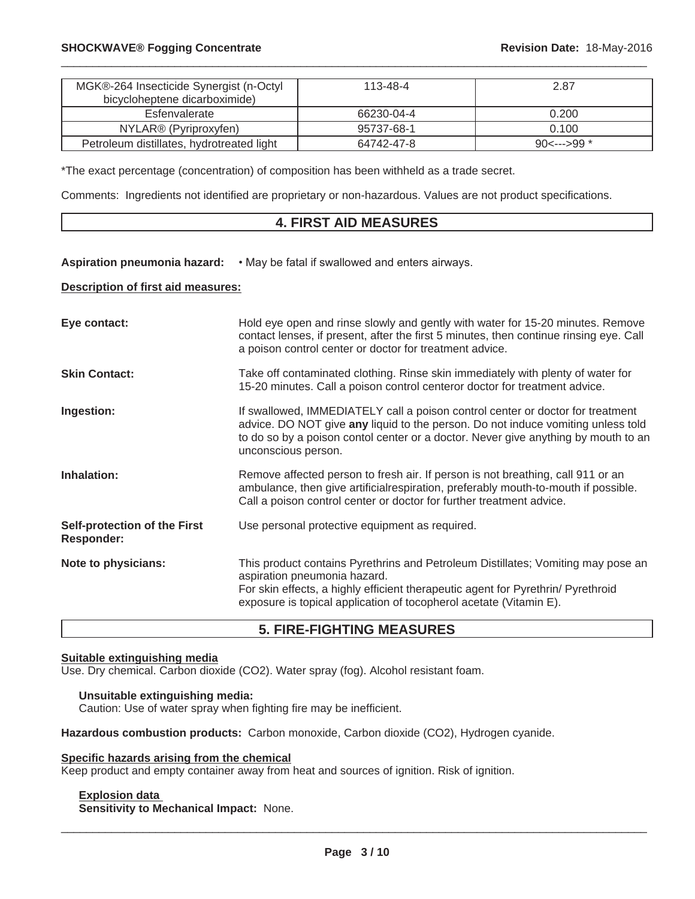| MGK®-264 Insecticide Synergist (n-Octyl bicycloheptene dicarboximide) | 113-48-4 | 2.87 |
|---|---|---|
| Esfenvalerate | 66230-04-4 | 0.200 |
| NYLAR® (Pyriproxyfen) | 95737-68-1 | 0.100 |
| Petroleum distillates, hydrotreated light | 64742-47-8 | 90<--->99 * |

*The exact percentage (concentration) of composition has been withheld as a trade secret.

Comments: Ingredients not identified are proprietary or non-hazardous. Values are not product specifications.

## 4. FIRST AID MEASURES

**Aspiration pneumonia hazard:** • May be fatal if swallowed and enters airways.

**Description of first aid measures:**

**Eye contact:** Hold eye open and rinse slowly and gently with water for 15-20 minutes. Remove contact lenses, if present, after the first 5 minutes, then continue rinsing eye. Call a poison control center or doctor for treatment advice.

**Skin Contact:** Take off contaminated clothing. Rinse skin immediately with plenty of water for 15-20 minutes. Call a poison control centeror doctor for treatment advice.

**Ingestion:** If swallowed, IMMEDIATELY call a poison control center or doctor for treatment advice. DO NOT give **any** liquid to the person. Do not induce vomiting unless told to do so by a poison contol center or a doctor. Never give anything by mouth to an unconscious person.

**Inhalation:** Remove affected person to fresh air. If person is not breathing, call 911 or an ambulance, then give artificialrespiration, preferably mouth-to-mouth if possible. Call a poison control center or doctor for further treatment advice.

**Self-protection of the First Responder:** Use personal protective equipment as required.

**Note to physicians:** This product contains Pyrethrins and Petroleum Distillates; Vomiting may pose an aspiration pneumonia hazard.
For skin effects, a highly efficient therapeutic agent for Pyrethrin/ Pyrethroid exposure is topical application of tocopherol acetate (Vitamin E).

## 5. FIRE-FIGHTING MEASURES

**Suitable extinguishing media**

Use. Dry chemical. Carbon dioxide ($CO_2$). Water spray (fog). Alcohol resistant foam.

**Unsuitable extinguishing media:**
Caution: Use of water spray when fighting fire may be inefficient.

**Hazardous combustion products:** Carbon monoxide, Carbon dioxide ($CO_2$), Hydrogen cyanide.

**Specific hazards arising from the chemical**

Keep product and empty container away from heat and sources of ignition. Risk of ignition.

**Explosion data**
**Sensitivity to Mechanical Impact:** None.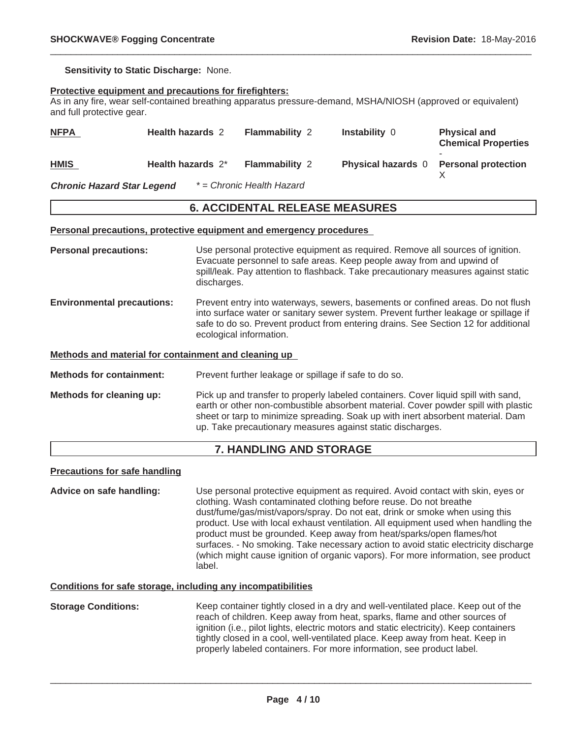**Sensitivity to Static Discharge:** None.

**Protective equipment and precautions for firefighters:**
As in any fire, wear self-contained breathing apparatus pressure-demand, MSHA/NIOSH (approved or equivalent) and full protective gear.

| | | | | |
|---|---|---|---|---|
| **NFPA** | **Health hazards** 2 | **Flammability** 2 | **Instability** 0 | **Physical and Chemical Properties** - |
| **HMIS** | **Health hazards** 2* | **Flammability** 2 | **Physical hazards** 0 | **Personal protection** X |

***Chronic Hazard Star Legend*** *\* = Chronic Health Hazard*

## 6. ACCIDENTAL RELEASE MEASURES

**Personal precautions, protective equipment and emergency procedures**

**Personal precautions:** Use personal protective equipment as required. Remove all sources of ignition. Evacuate personnel to safe areas. Keep people away from and upwind of spill/leak. Pay attention to flashback. Take precautionary measures against static discharges.

**Environmental precautions:** Prevent entry into waterways, sewers, basements or confined areas. Do not flush into surface water or sanitary sewer system. Prevent further leakage or spillage if safe to do so. Prevent product from entering drains. See Section 12 for additional ecological information.

**Methods and material for containment and cleaning up**

**Methods for containment:** Prevent further leakage or spillage if safe to do so.

**Methods for cleaning up:** Pick up and transfer to properly labeled containers. Cover liquid spill with sand, earth or other non-combustible absorbent material. Cover powder spill with plastic sheet or tarp to minimize spreading. Soak up with inert absorbent material. Dam up. Take precautionary measures against static discharges.

## 7. HANDLING AND STORAGE

**Precautions for safe handling**

**Advice on safe handling:** Use personal protective equipment as required. Avoid contact with skin, eyes or clothing. Wash contaminated clothing before reuse. Do not breathe dust/fume/gas/mist/vapors/spray. Do not eat, drink or smoke when using this product. Use with local exhaust ventilation. All equipment used when handling the product must be grounded. Keep away from heat/sparks/open flames/hot surfaces. - No smoking. Take necessary action to avoid static electricity discharge (which might cause ignition of organic vapors). For more information, see product label.

**Conditions for safe storage, including any incompatibilities**

**Storage Conditions:** Keep container tightly closed in a dry and well-ventilated place. Keep out of the reach of children. Keep away from heat, sparks, flame and other sources of ignition (i.e., pilot lights, electric motors and static electricity). Keep containers tightly closed in a cool, well-ventilated place. Keep away from heat. Keep in properly labeled containers. For more information, see product label.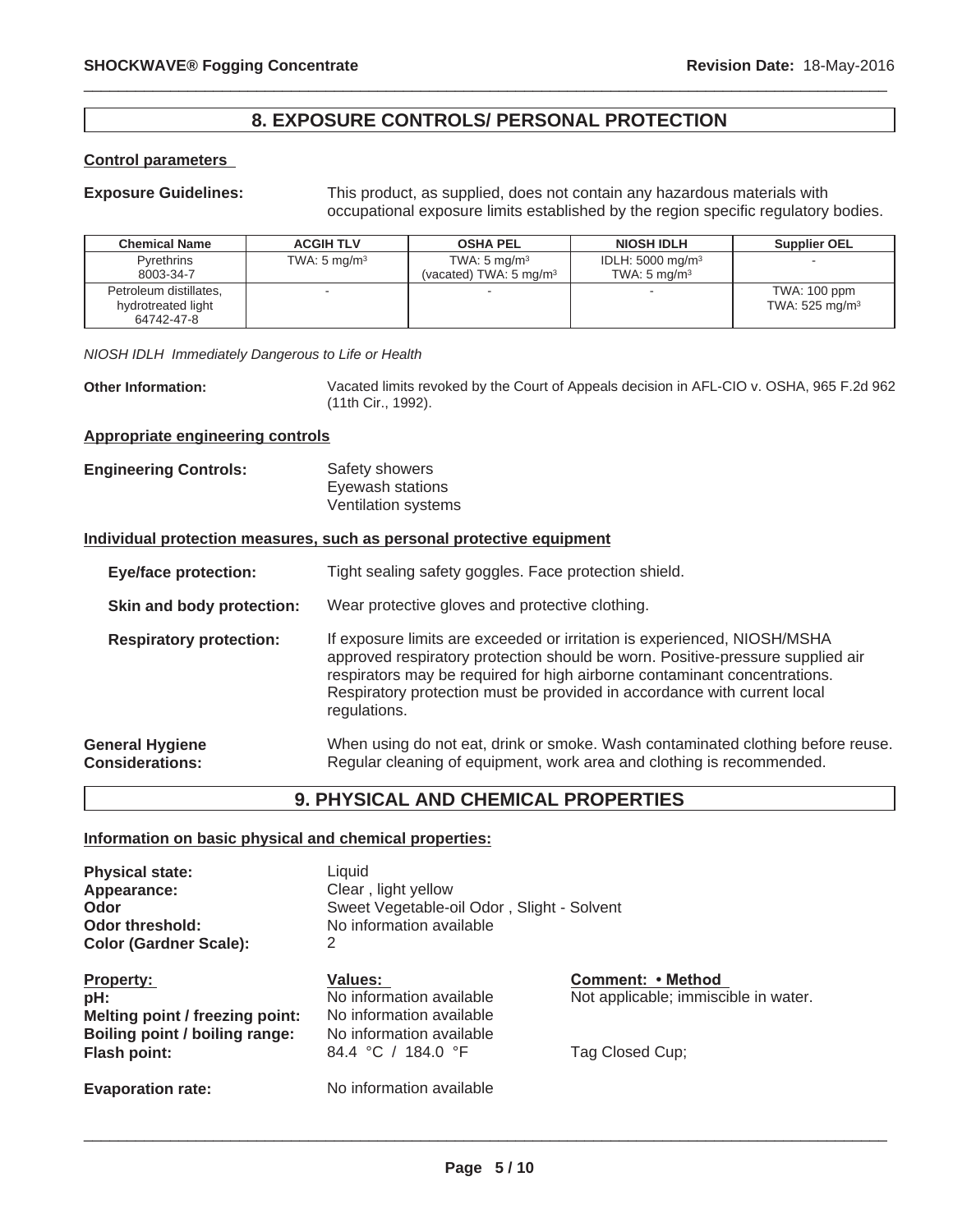## 8. EXPOSURE CONTROLS/ PERSONAL PROTECTION

**Control parameters**

**Exposure Guidelines:** This product, as supplied, does not contain any hazardous materials with occupational exposure limits established by the region specific regulatory bodies.

| Chemical Name | ACGIH TLV | OSHA PEL | NIOSH IDLH | Supplier OEL |
|---|---|---|---|---|
| Pyrethrins 8003-34-7 | TWA: 5 mg/m$^3$ | TWA: 5 mg/m$^3$ (vacated) TWA: 5 mg/m$^3$ | IDLH: 5000 mg/m$^3$ TWA: 5 mg/m$^3$ | - |
| Petroleum distillates, hydrotreated light 64742-47-8 | - | - | - | TWA: 100 ppm TWA: 525 mg/m$^3$ |

*NIOSH IDLH Immediately Dangerous to Life or Health*

**Other Information:** Vacated limits revoked by the Court of Appeals decision in AFL-CIO v. OSHA, 965 F.2d 962 (11th Cir., 1992).

**Appropriate engineering controls**

**Engineering Controls:** Safety showers
Eyewash stations
Ventilation systems

**Individual protection measures, such as personal protective equipment**

**Eye/face protection:** Tight sealing safety goggles. Face protection shield.

**Skin and body protection:** Wear protective gloves and protective clothing.

**Respiratory protection:** If exposure limits are exceeded or irritation is experienced, NIOSH/MSHA approved respiratory protection should be worn. Positive-pressure supplied air respirators may be required for high airborne contaminant concentrations. Respiratory protection must be provided in accordance with current local regulations.

**General Hygiene Considerations:** When using do not eat, drink or smoke. Wash contaminated clothing before reuse. Regular cleaning of equipment, work area and clothing is recommended.

## 9. PHYSICAL AND CHEMICAL PROPERTIES

**Information on basic physical and chemical properties:**

**Physical state:** Liquid
**Appearance:** Clear , light yellow
**Odor** Sweet Vegetable-oil Odor , Slight - Solvent
**Odor threshold:** No information available
**Color (Gardner Scale):** 2

| Property: | Values: | Comment: • Method |
|---|---|---|
| **pH:** | No information available | Not applicable; immiscible in water. |
| **Melting point / freezing point:** | No information available | |
| **Boiling point / boiling range:** | No information available | |
| **Flash point:** | 84.4 °C / 184.0 °F | Tag Closed Cup; |
| **Evaporation rate:** | No information available | |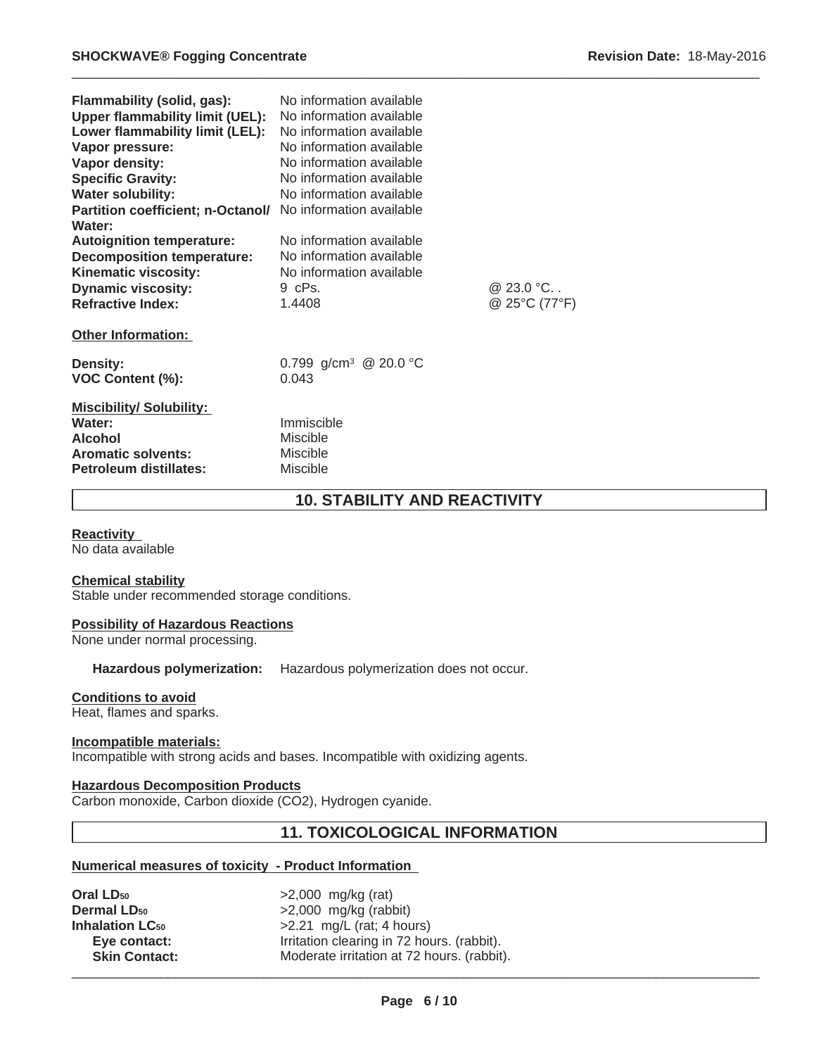| | | |
|---|---|---|
| **Flammability (solid, gas):** | No information available | |
| **Upper flammability limit (UEL):** | No information available | |
| **Lower flammability limit (LEL):** | No information available | |
| **Vapor pressure:** | No information available | |
| **Vapor density:** | No information available | |
| **Specific Gravity:** | No information available | |
| **Water solubility:** | No information available | |
| **Partition coefficient; n-Octanol/ Water:** | No information available | |
| **Autoignition temperature:** | No information available | |
| **Decomposition temperature:** | No information available | |
| **Kinematic viscosity:** | No information available | |
| **Dynamic viscosity:** | 9 cPs. | @ 23.0 °C. . |
| **Refractive Index:** | 1.4408 | @ 25°C (77°F) |

**Other Information:**

| | |
|---|---|
| **Density:** | 0.799 g/cm³ @ 20.0 °C |
| **VOC Content (%):** | 0.043 |

**Miscibility/ Solubility:**

| | |
|---|---|
| **Water:** | Immiscible |
| **Alcohol** | Miscible |
| **Aromatic solvents:** | Miscible |
| **Petroleum distillates:** | Miscible |

## 10. STABILITY AND REACTIVITY

**Reactivity**
No data available

**Chemical stability**
Stable under recommended storage conditions.

**Possibility of Hazardous Reactions**
None under normal processing.

**Hazardous polymerization:** Hazardous polymerization does not occur.

**Conditions to avoid**
Heat, flames and sparks.

**Incompatible materials:**
Incompatible with strong acids and bases. Incompatible with oxidizing agents.

**Hazardous Decomposition Products**
Carbon monoxide, Carbon dioxide ($CO_2$), Hydrogen cyanide.

## 11. TOXICOLOGICAL INFORMATION

**Numerical measures of toxicity - Product Information**

| | |
|---|---|
| **Oral $LD_{50}$** | >2,000 mg/kg (rat) |
| **Dermal $LD_{50}$** | >2,000 mg/kg (rabbit) |
| **Inhalation $LC_{50}$** | >2.21 mg/L (rat; 4 hours) |
| **Eye contact:** | Irritation clearing in 72 hours. (rabbit). |
| **Skin Contact:** | Moderate irritation at 72 hours. (rabbit). |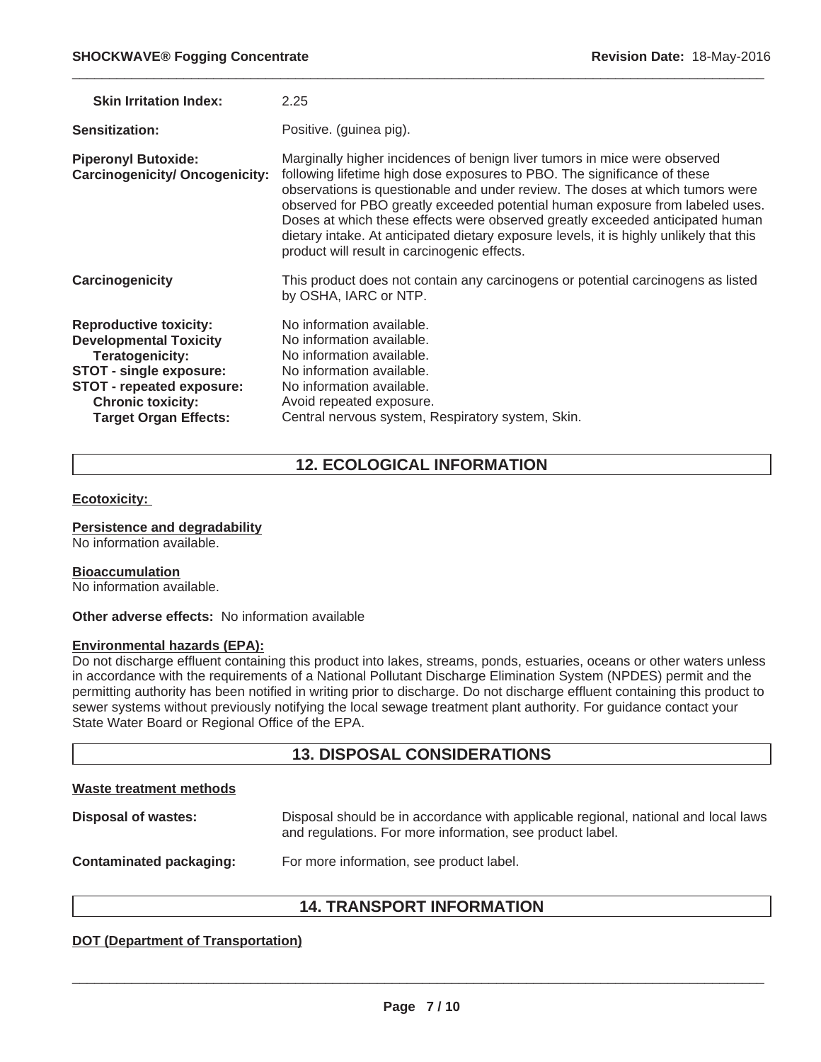**Skin Irritation Index:** 2.25

**Sensitization:** Positive. (guinea pig).

**Piperonyl Butoxide: Carcinogenicity/ Oncogenicity:** Marginally higher incidences of benign liver tumors in mice were observed following lifetime high dose exposures to PBO. The significance of these observations is questionable and under review. The doses at which tumors were observed for PBO greatly exceeded potential human exposure from labeled uses. Doses at which these effects were observed greatly exceeded anticipated human dietary intake. At anticipated dietary exposure levels, it is highly unlikely that this product will result in carcinogenic effects.

**Carcinogenicity** This product does not contain any carcinogens or potential carcinogens as listed by OSHA, IARC or NTP.

**Reproductive toxicity:** No information available.
**Developmental Toxicity** No information available.
**Teratogenicity:** No information available.
**STOT - single exposure:** No information available.
**STOT - repeated exposure:** No information available.
**Chronic toxicity:** Avoid repeated exposure.
**Target Organ Effects:** Central nervous system, Respiratory system, Skin.

## 12. ECOLOGICAL INFORMATION

**Ecotoxicity:**

**Persistence and degradability**
No information available.

**Bioaccumulation**
No information available.

**Other adverse effects:** No information available

**Environmental hazards (EPA):**
Do not discharge effluent containing this product into lakes, streams, ponds, estuaries, oceans or other waters unless in accordance with the requirements of a National Pollutant Discharge Elimination System (NPDES) permit and the permitting authority has been notified in writing prior to discharge. Do not discharge effluent containing this product to sewer systems without previously notifying the local sewage treatment plant authority. For guidance contact your State Water Board or Regional Office of the EPA.

## 13. DISPOSAL CONSIDERATIONS

**Waste treatment methods**

**Disposal of wastes:** Disposal should be in accordance with applicable regional, national and local laws and regulations. For more information, see product label.

**Contaminated packaging:** For more information, see product label.

## 14. TRANSPORT INFORMATION

**DOT (Department of Transportation)**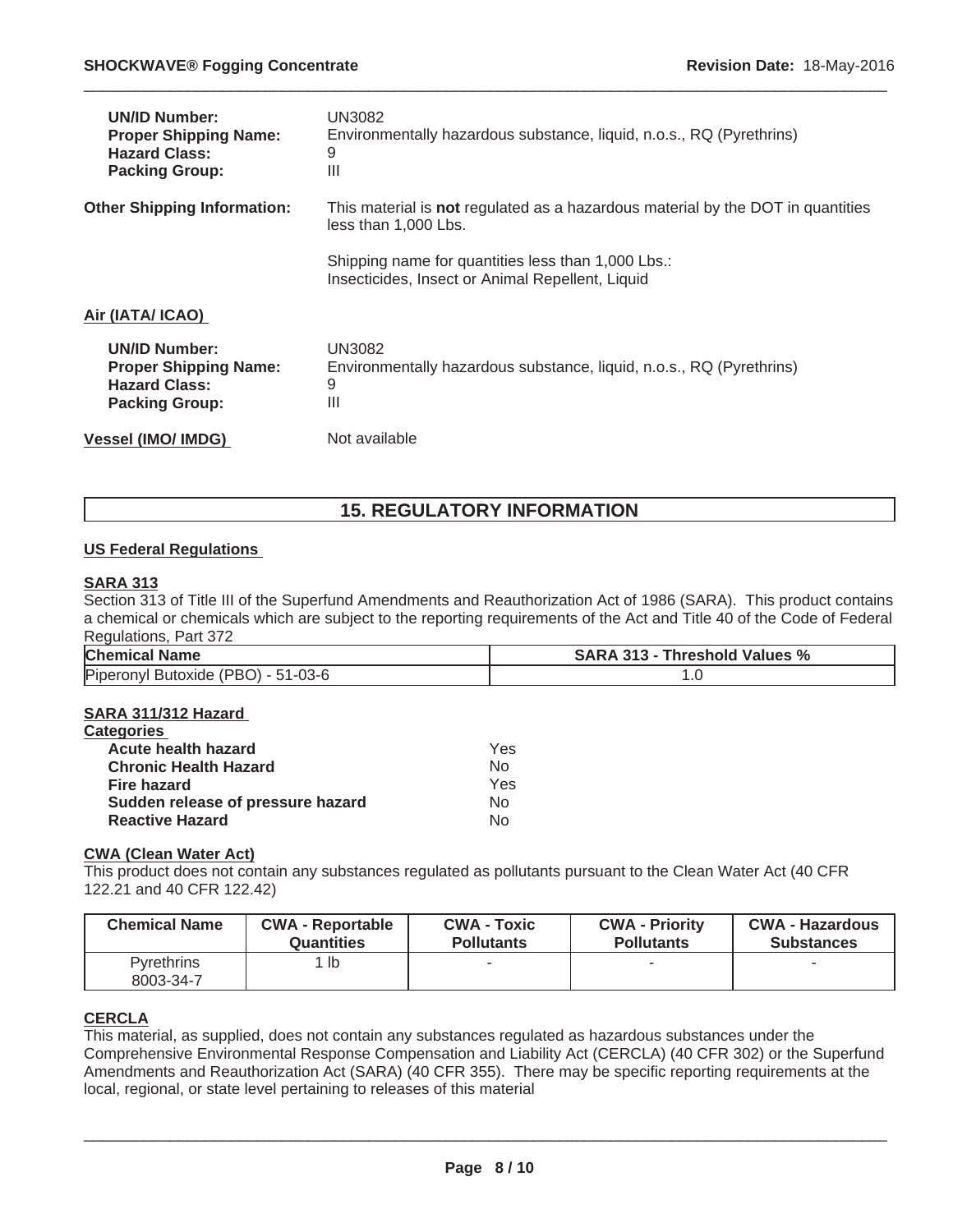**UN/ID Number:** UN3082
**Proper Shipping Name:** Environmentally hazardous substance, liquid, n.o.s., RQ (Pyrethrins)
**Hazard Class:** 9
**Packing Group:** III

**Other Shipping Information:** This material is **not** regulated as a hazardous material by the DOT in quantities less than 1,000 Lbs.

Shipping name for quantities less than 1,000 Lbs.: Insecticides, Insect or Animal Repellent, Liquid

**Air (IATA/ ICAO)**

**UN/ID Number:** UN3082
**Proper Shipping Name:** Environmentally hazardous substance, liquid, n.o.s., RQ (Pyrethrins)
**Hazard Class:** 9
**Packing Group:** III

**Vessel (IMO/ IMDG)** Not available

## 15. REGULATORY INFORMATION

**US Federal Regulations**

**SARA 313**

Section 313 of Title III of the Superfund Amendments and Reauthorization Act of 1986 (SARA). This product contains a chemical or chemicals which are subject to the reporting requirements of the Act and Title 40 of the Code of Federal Regulations, Part 372

| Chemical Name | SARA 313 - Threshold Values % |
|---|---|
| Piperonyl Butoxide (PBO) - 51-03-6 | 1.0 |

**SARA 311/312 Hazard Categories**

| | |
|---|---|
| **Acute health hazard** | Yes |
| **Chronic Health Hazard** | No |
| **Fire hazard** | Yes |
| **Sudden release of pressure hazard** | No |
| **Reactive Hazard** | No |

**CWA (Clean Water Act)**

This product does not contain any substances regulated as pollutants pursuant to the Clean Water Act (40 CFR 122.21 and 40 CFR 122.42)

| Chemical Name | CWA - Reportable Quantities | CWA - Toxic Pollutants | CWA - Priority Pollutants | CWA - Hazardous Substances |
|---|---|---|---|---|
| Pyrethrins 8003-34-7 | 1 lb | - | - | - |

**CERCLA**

This material, as supplied, does not contain any substances regulated as hazardous substances under the Comprehensive Environmental Response Compensation and Liability Act (CERCLA) (40 CFR 302) or the Superfund Amendments and Reauthorization Act (SARA) (40 CFR 355). There may be specific reporting requirements at the local, regional, or state level pertaining to releases of this material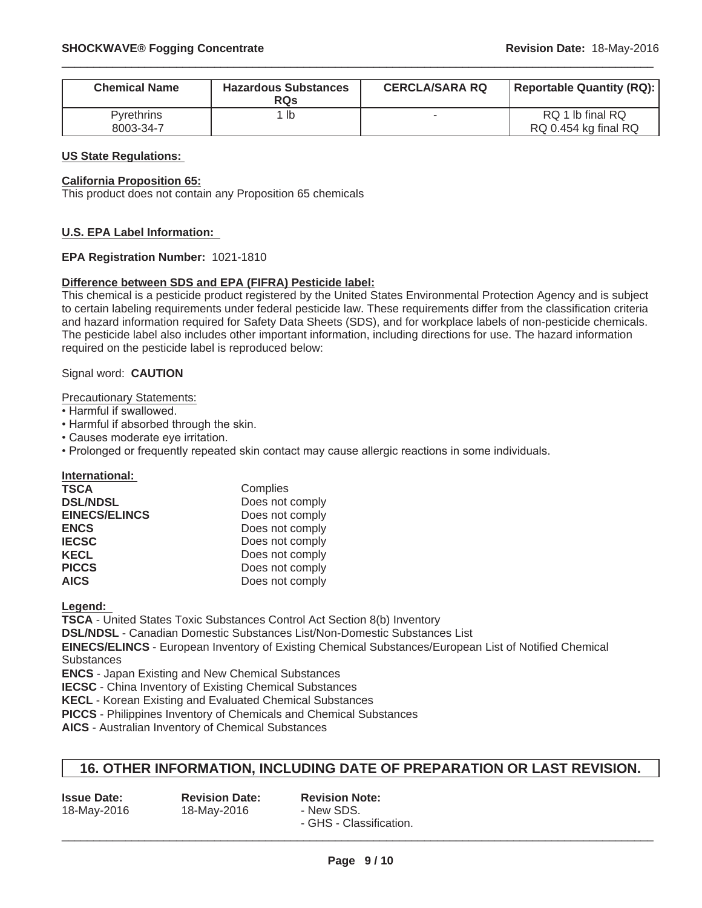| Chemical Name | Hazardous Substances RQs | CERCLA/SARA RQ | Reportable Quantity (RQ): |
|---|---|---|---|
| Pyrethrins<br>8003-34-7 | 1 lb | - | RQ 1 lb final RQ<br>RQ 0.454 kg final RQ |

**US State Regulations:**

**California Proposition 65:**
This product does not contain any Proposition 65 chemicals

**U.S. EPA Label Information:**

**EPA Registration Number:** 1021-1810

**Difference between SDS and EPA (FIFRA) Pesticide label:**
This chemical is a pesticide product registered by the United States Environmental Protection Agency and is subject to certain labeling requirements under federal pesticide law. These requirements differ from the classification criteria and hazard information required for Safety Data Sheets (SDS), and for workplace labels of non-pesticide chemicals. The pesticide label also includes other important information, including directions for use. The hazard information required on the pesticide label is reproduced below:

Signal word: **CAUTION**

Precautionary Statements:
- Harmful if swallowed.
- Harmful if absorbed through the skin.
- Causes moderate eye irritation.
- Prolonged or frequently repeated skin contact may cause allergic reactions in some individuals.

**International:**

| | |
|---|---|
| **TSCA** | Complies |
| **DSL/NDSL** | Does not comply |
| **EINECS/ELINCS** | Does not comply |
| **ENCS** | Does not comply |
| **IECSC** | Does not comply |
| **KECL** | Does not comply |
| **PICCS** | Does not comply |
| **AICS** | Does not comply |

**Legend:**
**TSCA** - United States Toxic Substances Control Act Section 8(b) Inventory
**DSL/NDSL** - Canadian Domestic Substances List/Non-Domestic Substances List
**EINECS/ELINCS** - European Inventory of Existing Chemical Substances/European List of Notified Chemical Substances
**ENCS** - Japan Existing and New Chemical Substances
**IECSC** - China Inventory of Existing Chemical Substances
**KECL** - Korean Existing and Evaluated Chemical Substances
**PICCS** - Philippines Inventory of Chemicals and Chemical Substances
**AICS** - Australian Inventory of Chemical Substances

## 16. OTHER INFORMATION, INCLUDING DATE OF PREPARATION OR LAST REVISION.

| Issue Date: | Revision Date: | Revision Note: |
|---|---|---|
| 18-May-2016 | 18-May-2016 | - New SDS.<br>- GHS - Classification. |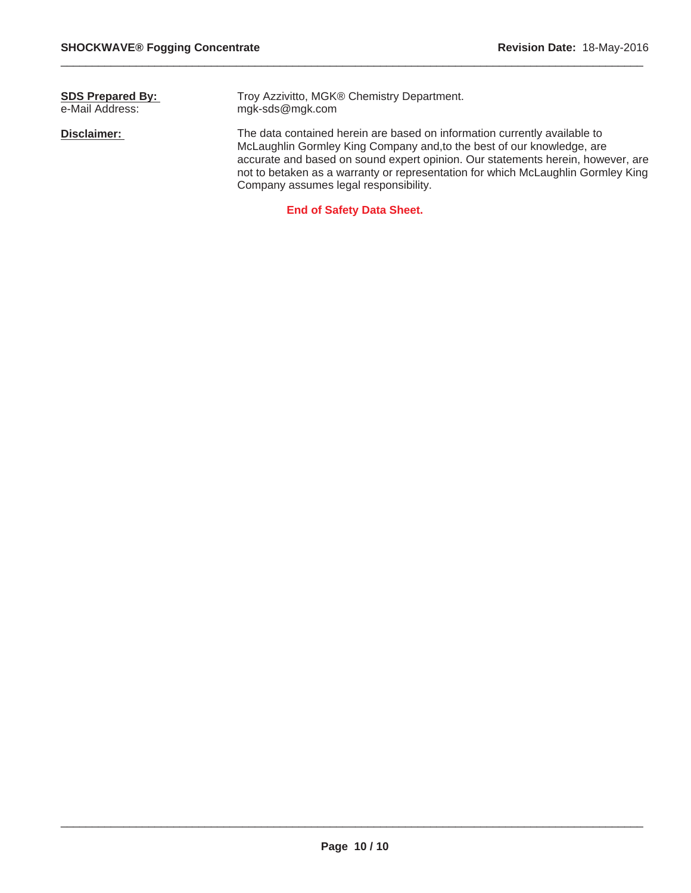**SDS Prepared By:** Troy Azzivitto, MGK® Chemistry Department.

e-Mail Address: mgk-sds@mgk.com

**Disclaimer:** The data contained herein are based on information currently available to McLaughlin Gormley King Company and,to the best of our knowledge, are accurate and based on sound expert opinion. Our statements herein, however, are not to betaken as a warranty or representation for which McLaughlin Gormley King Company assumes legal responsibility.

**End of Safety Data Sheet.**